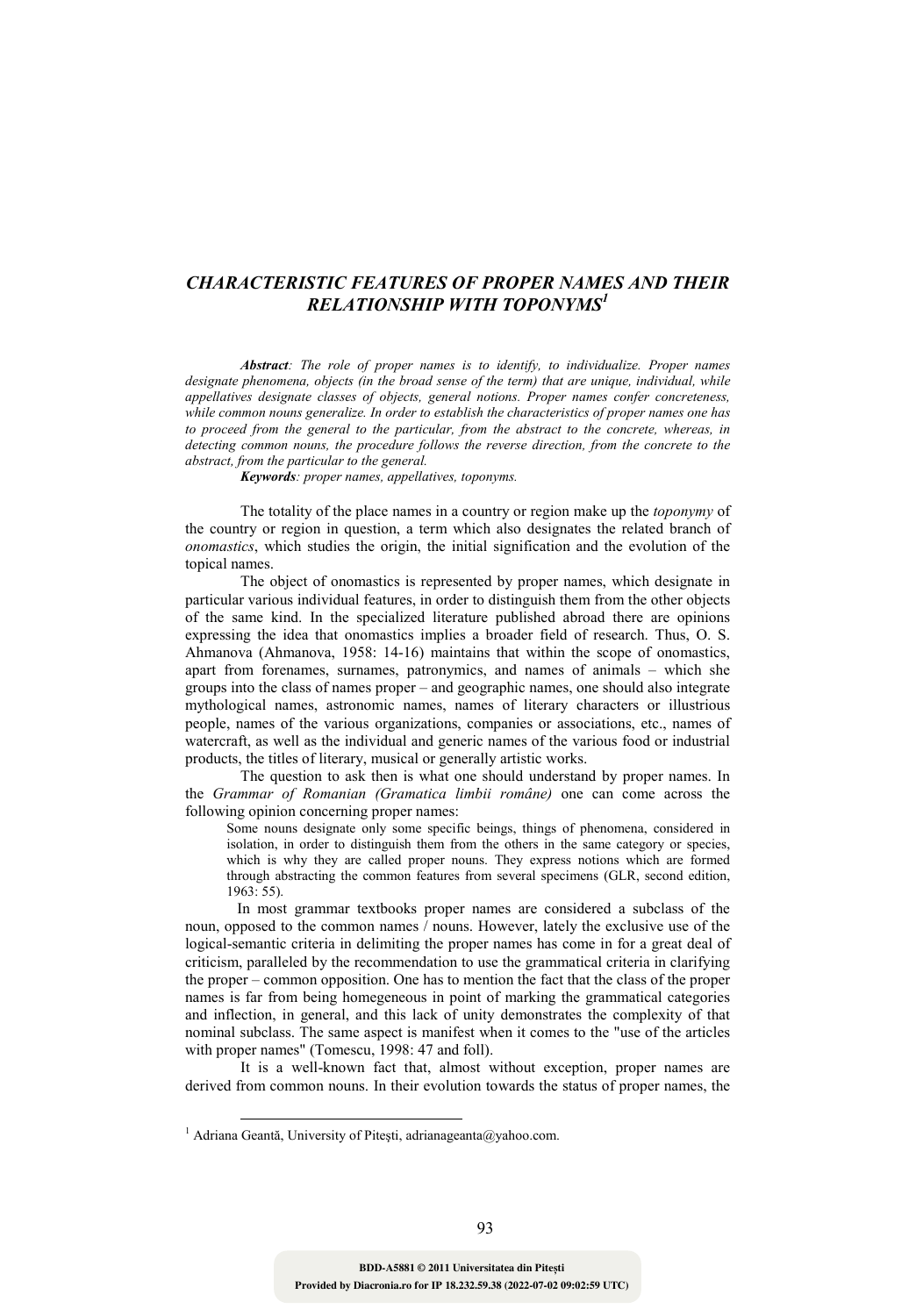# *CHARACTERISTIC FEATURES OF PROPER NAMES AND THEIR RELATIONSHIP WITH TOPONYMS*[1]

***Abstract**: The role of proper names is to identify, to individualize. Proper names designate phenomena, objects (in the broad sense of the term) that are unique, individual, while appellatives designate classes of objects, general notions. Proper names confer concreteness, while common nouns generalize. In order to establish the characteristics of proper names one has to proceed from the general to the particular, from the abstract to the concrete, whereas, in detecting common nouns, the procedure follows the reverse direction, from the concrete to the abstract, from the particular to the general.*

***Keywords**: proper names, appellatives, toponyms.*

The totality of the place names in a country or region make up the *toponymy* of the country or region in question, a term which also designates the related branch of *onomastics*, which studies the origin, the initial signification and the evolution of the topical names.

The object of onomastics is represented by proper names, which designate in particular various individual features, in order to distinguish them from the other objects of the same kind. In the specialized literature published abroad there are opinions expressing the idea that onomastics implies a broader field of research. Thus, O. S. Ahmanova (Ahmanova, 1958: 14-16) maintains that within the scope of onomastics, apart from forenames, surnames, patronymics, and names of animals – which she groups into the class of names proper – and geographic names, one should also integrate mythological names, astronomic names, names of literary characters or illustrious people, names of the various organizations, companies or associations, etc., names of watercraft, as well as the individual and generic names of the various food or industrial products, the titles of literary, musical or generally artistic works.

The question to ask then is what one should understand by proper names. In the *Grammar of Romanian (Gramatica limbii române)* one can come across the following opinion concerning proper names:

> Some nouns designate only some specific beings, things of phenomena, considered in isolation, in order to distinguish them from the others in the same category or species, which is why they are called proper nouns. They express notions which are formed through abstracting the common features from several specimens (GLR, second edition, 1963: 55).

In most grammar textbooks proper names are considered a subclass of the noun, opposed to the common names / nouns. However, lately the exclusive use of the logical-semantic criteria in delimiting the proper names has come in for a great deal of criticism, paralleled by the recommendation to use the grammatical criteria in clarifying the proper – common opposition. One has to mention the fact that the class of the proper names is far from being homegeneous in point of marking the grammatical categories and inflection, in general, and this lack of unity demonstrates the complexity of that nominal subclass. The same aspect is manifest when it comes to the "use of the articles with proper names" (Tomescu, 1998: 47 and foll).

It is a well-known fact that, almost without exception, proper names are derived from common nouns. In their evolution towards the status of proper names, the

---

[1] Adriana Geantă, University of Piteşti, adrianageanta@yahoo.com.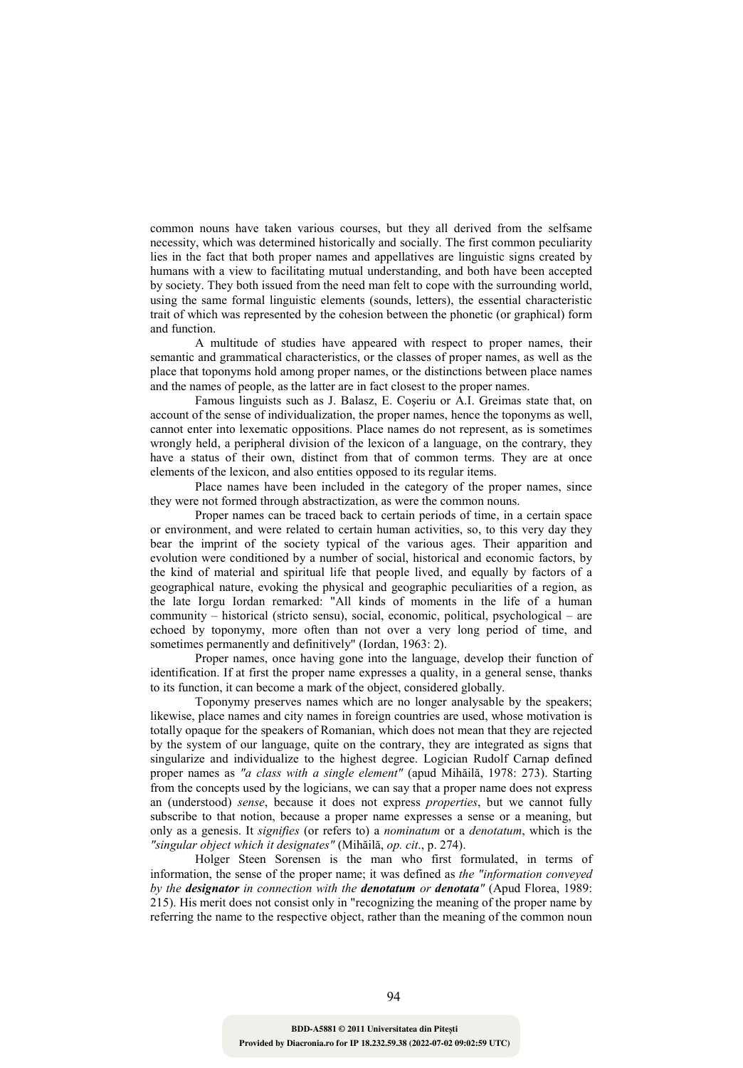common nouns have taken various courses, but they all derived from the selfsame necessity, which was determined historically and socially. The first common peculiarity lies in the fact that both proper names and appellatives are linguistic signs created by humans with a view to facilitating mutual understanding, and both have been accepted by society. They both issued from the need man felt to cope with the surrounding world, using the same formal linguistic elements (sounds, letters), the essential characteristic trait of which was represented by the cohesion between the phonetic (or graphical) form and function.

A multitude of studies have appeared with respect to proper names, their semantic and grammatical characteristics, or the classes of proper names, as well as the place that toponyms hold among proper names, or the distinctions between place names and the names of people, as the latter are in fact closest to the proper names.

Famous linguists such as J. Balasz, E. Coşeriu or A.I. Greimas state that, on account of the sense of individualization, the proper names, hence the toponyms as well, cannot enter into lexematic oppositions. Place names do not represent, as is sometimes wrongly held, a peripheral division of the lexicon of a language, on the contrary, they have a status of their own, distinct from that of common terms. They are at once elements of the lexicon, and also entities opposed to its regular items.

Place names have been included in the category of the proper names, since they were not formed through abstractization, as were the common nouns.

Proper names can be traced back to certain periods of time, in a certain space or environment, and were related to certain human activities, so, to this very day they bear the imprint of the society typical of the various ages. Their apparition and evolution were conditioned by a number of social, historical and economic factors, by the kind of material and spiritual life that people lived, and equally by factors of a geographical nature, evoking the physical and geographic peculiarities of a region, as the late Iorgu Iordan remarked: "All kinds of moments in the life of a human community – historical (stricto sensu), social, economic, political, psychological – are echoed by toponymy, more often than not over a very long period of time, and sometimes permanently and definitively" (Iordan, 1963: 2).

Proper names, once having gone into the language, develop their function of identification. If at first the proper name expresses a quality, in a general sense, thanks to its function, it can become a mark of the object, considered globally.

Toponymy preserves names which are no longer analysable by the speakers; likewise, place names and city names in foreign countries are used, whose motivation is totally opaque for the speakers of Romanian, which does not mean that they are rejected by the system of our language, quite on the contrary, they are integrated as signs that singularize and individualize to the highest degree. Logician Rudolf Carnap defined proper names as *"a class with a single element"* (apud Mihăilă, 1978: 273). Starting from the concepts used by the logicians, we can say that a proper name does not express an (understood) *sense*, because it does not express *properties*, but we cannot fully subscribe to that notion, because a proper name expresses a sense or a meaning, but only as a genesis. It *signifies* (or refers to) a *nominatum* or a *denotatum*, which is the *"singular object which it designates"* (Mihăilă, *op. cit*., p. 274).

Holger Steen Sorensen is the man who first formulated, in terms of information, the sense of the proper name; it was defined as *the "information conveyed by the **designator** in connection with the **denotatum** or **denotata**"* (Apud Florea, 1989: 215). His merit does not consist only in "recognizing the meaning of the proper name by referring the name to the respective object, rather than the meaning of the common noun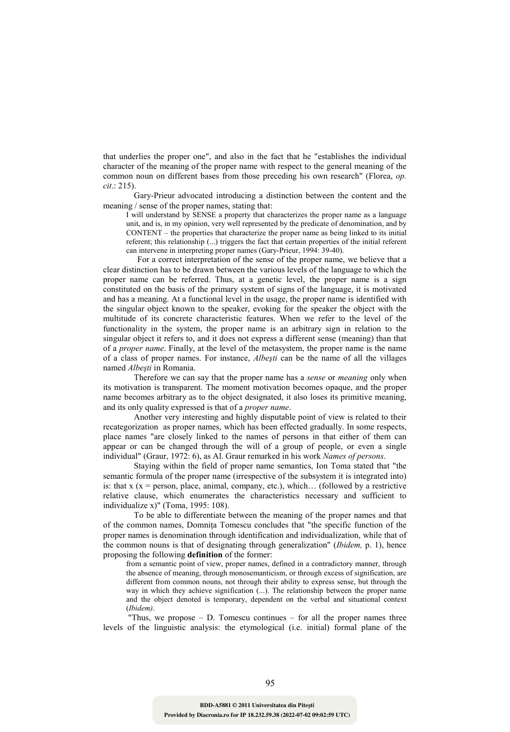that underlies the proper one", and also in the fact that he "establishes the individual character of the meaning of the proper name with respect to the general meaning of the common noun on different bases from those preceding his own research" (Florea, *op. cit*.: 215).

Gary-Prieur advocated introducing a distinction between the content and the meaning / sense of the proper names, stating that:

> I will understand by SENSE a property that characterizes the proper name as a language unit, and is, in my opinion, very well represented by the predicate of denomination, and by CONTENT – the properties that characterize the proper name as being linked to its initial referent; this relationship (...) triggers the fact that certain properties of the initial referent can intervene in interpreting proper names (Gary-Prieur, 1994: 39-40).

For a correct interpretation of the sense of the proper name, we believe that a clear distinction has to be drawn between the various levels of the language to which the proper name can be referred. Thus, at a genetic level, the proper name is a sign constituted on the basis of the primary system of signs of the language, it is motivated and has a meaning. At a functional level in the usage, the proper name is identified with the singular object known to the speaker, evoking for the speaker the object with the multitude of its concrete characteristic features. When we refer to the level of the functionality in the system, the proper name is an arbitrary sign in relation to the singular object it refers to, and it does not express a different sense (meaning) than that of a *proper name*. Finally, at the level of the metasystem, the proper name is the name of a class of proper names. For instance, *Albeşti* can be the name of all the villages named *Albeşti* in Romania.

Therefore we can say that the proper name has a *sense* or *meaning* only when its motivation is transparent. The moment motivation becomes opaque, and the proper name becomes arbitrary as to the object designated, it also loses its primitive meaning, and its only quality expressed is that of a *proper name*.

Another very interesting and highly disputable point of view is related to their recategorization as proper names, which has been effected gradually. In some respects, place names "are closely linked to the names of persons in that either of them can appear or can be changed through the will of a group of people, or even a single individual" (Graur, 1972: 6), as Al. Graur remarked in his work *Names of persons*.

Staying within the field of proper name semantics, Ion Toma stated that "the semantic formula of the proper name (irrespective of the subsystem it is integrated into) is: that x (x = person, place, animal, company, etc.), which… (followed by a restrictive relative clause, which enumerates the characteristics necessary and sufficient to individualize x)" (Toma, 1995: 108).

To be able to differentiate between the meaning of the proper names and that of the common names, Domniţa Tomescu concludes that "the specific function of the proper names is denomination through identification and individualization, while that of the common nouns is that of designating through generalization" (*Ibidem,* p. 1), hence proposing the following **definition** of the former:

> from a semantic point of view, proper names, defined in a contradictory manner, through the absence of meaning, through monosemanticism, or through excess of signification, are different from common nouns, not through their ability to express sense, but through the way in which they achieve signification (...). The relationship between the proper name and the object denoted is temporary, dependent on the verbal and situational context (*Ibidem)*.

"Thus, we propose – D. Tomescu continues – for all the proper names three levels of the linguistic analysis: the etymological (i.e. initial) formal plane of the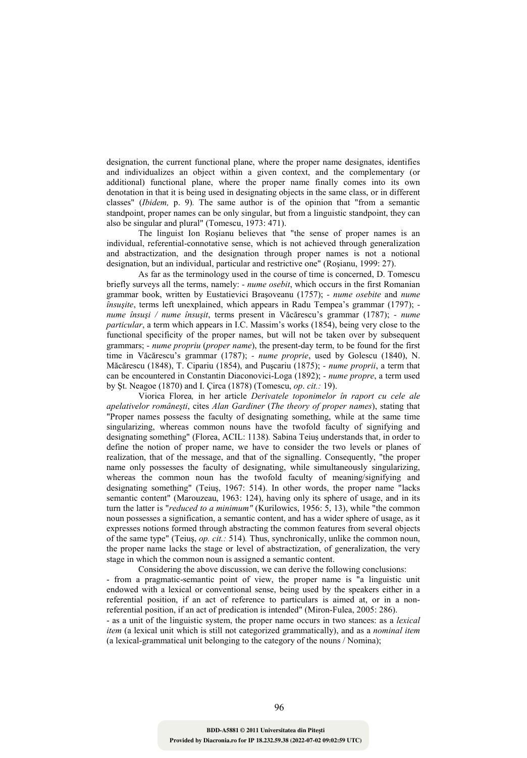designation, the current functional plane, where the proper name designates, identifies and individualizes an object within a given context, and the complementary (or additional) functional plane, where the proper name finally comes into its own denotation in that it is being used in designating objects in the same class, or in different classes" (*Ibidem,* p. 9)*.* The same author is of the opinion that "from a semantic standpoint, proper names can be only singular, but from a linguistic standpoint, they can also be singular and plural" (Tomescu, 1973: 471).

The linguist Ion Roşianu believes that "the sense of proper names is an individual, referential-connotative sense, which is not achieved through generalization and abstractization, and the designation through proper names is not a notional designation, but an individual, particular and restrictive one" (Roşianu, 1999: 27).

As far as the terminology used in the course of time is concerned, D. Tomescu briefly surveys all the terms, namely: - *nume osebit*, which occurs in the first Romanian grammar book, written by Eustatievici Braşoveanu (1757); - *nume osebite* and *nume însuşite*, terms left unexplained, which appears in Radu Tempea's grammar (1797); - *nume însuşi / nume însuşit*, terms present in Văcărescu's grammar (1787); - *nume particular*, a term which appears in I.C. Massim's works (1854), being very close to the functional specificity of the proper names, but will not be taken over by subsequent grammars; - *nume propriu* (*proper name*), the present-day term, to be found for the first time in Văcărescu's grammar (1787); - *nume proprie*, used by Golescu (1840), N. Măcărescu (1848), T. Cipariu (1854), and Puşcariu (1875); - *nume proprii*, a term that can be encountered in Constantin Diaconovici-Loga (1892); - *nume propre*, a term used by Şt. Neagoe (1870) and I. Çirca (1878) (Tomescu, *op. cit.:* 19).

Viorica Florea*,* in her article *Derivatele toponimelor în raport cu cele ale apelativelor româneşti*, cites *Alan Gardiner* (*The theory of proper names*), stating that "Proper names possess the faculty of designating something, while at the same time singularizing, whereas common nouns have the twofold faculty of signifying and designating something" (Florea, ACIL: 1138)*.* Sabina Teiuş understands that, in order to define the notion of proper name, we have to consider the two levels or planes of realization, that of the message, and that of the signalling. Consequently, "the proper name only possesses the faculty of designating, while simultaneously singularizing, whereas the common noun has the twofold faculty of meaning/signifying and designating something" (Teiuş, 1967: 514). In other words, the proper name "lacks semantic content" (Marouzeau, 1963: 124), having only its sphere of usage, and in its turn the latter is "*reduced to a minimum"* (Kurilowics, 1956: 5, 13), while "the common noun possesses a signification, a semantic content, and has a wider sphere of usage, as it expresses notions formed through abstracting the common features from several objects of the same type" (Teiuş, *op. cit.:* 514)*.* Thus, synchronically, unlike the common noun, the proper name lacks the stage or level of abstractization, of generalization, the very stage in which the common noun is assigned a semantic content.

Considering the above discussion, we can derive the following conclusions:

- from a pragmatic-semantic point of view, the proper name is "a linguistic unit endowed with a lexical or conventional sense, being used by the speakers either in a referential position, if an act of reference to particulars is aimed at, or in a non-referential position, if an act of predication is intended" (Miron-Fulea, 2005: 286).
- as a unit of the linguistic system, the proper name occurs in two stances: as a *lexical item* (a lexical unit which is still not categorized grammatically), and as a *nominal item* (a lexical-grammatical unit belonging to the category of the nouns / Nomina);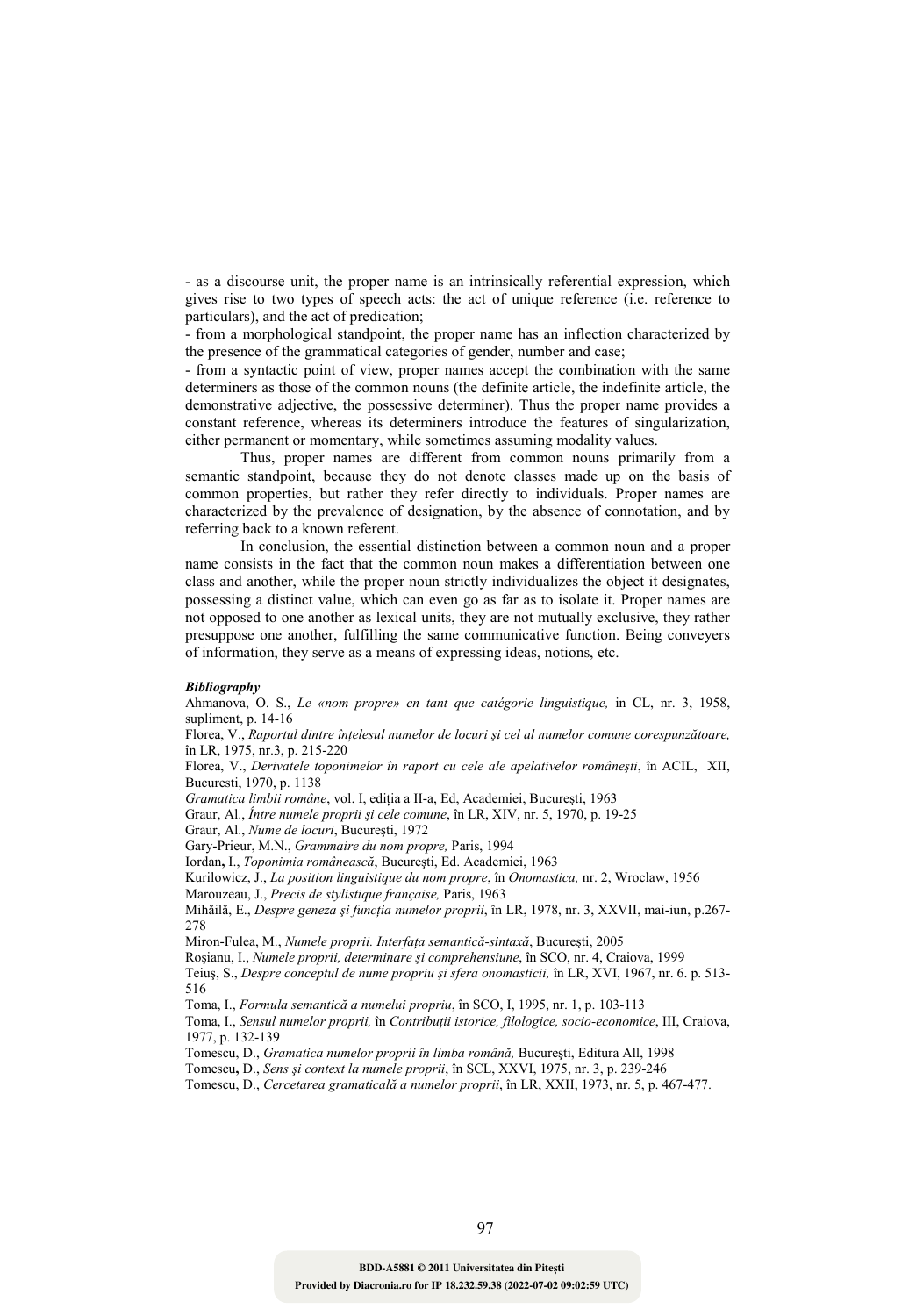- as a discourse unit, the proper name is an intrinsically referential expression, which gives rise to two types of speech acts: the act of unique reference (i.e. reference to particulars), and the act of predication;

- from a morphological standpoint, the proper name has an inflection characterized by the presence of the grammatical categories of gender, number and case;

- from a syntactic point of view, proper names accept the combination with the same determiners as those of the common nouns (the definite article, the indefinite article, the demonstrative adjective, the possessive determiner). Thus the proper name provides a constant reference, whereas its determiners introduce the features of singularization, either permanent or momentary, while sometimes assuming modality values.

Thus, proper names are different from common nouns primarily from a semantic standpoint, because they do not denote classes made up on the basis of common properties, but rather they refer directly to individuals. Proper names are characterized by the prevalence of designation, by the absence of connotation, and by referring back to a known referent.

In conclusion, the essential distinction between a common noun and a proper name consists in the fact that the common noun makes a differentiation between one class and another, while the proper noun strictly individualizes the object it designates, possessing a distinct value, which can even go as far as to isolate it. Proper names are not opposed to one another as lexical units, they are not mutually exclusive, they rather presuppose one another, fulfilling the same communicative function. Being conveyers of information, they serve as a means of expressing ideas, notions, etc.

***Bibliography***

Ahmanova, O. S., *Le «nom propre» en tant que catégorie linguistique,* in CL, nr. 3, 1958, supliment, p. 14-16

Florea, V., *Raportul dintre înțelesul numelor de locuri şi cel al numelor comune corespunzătoare,* în LR, 1975, nr.3, p. 215-220

Florea, V., *Derivatele toponimelor în raport cu cele ale apelativelor româneşti*, în ACIL, XII, Bucuresti, 1970, p. 1138

*Gramatica limbii române*, vol. I, ediția a II-a, Ed, Academiei, Bucureşti, 1963

Graur, Al., *Între numele proprii şi cele comune*, în LR, XIV, nr. 5, 1970, p. 19-25

Graur, Al., *Nume de locuri*, Bucureşti, 1972

Gary-Prieur, M.N., *Grammaire du nom propre,* Paris, 1994

Iordan**,** I., *Toponimia românească*, Bucureşti, Ed. Academiei, 1963

Kurilowicz, J., *La position linguistique du nom propre*, în *Onomastica,* nr. 2, Wroclaw, 1956

Marouzeau, J., *Precis de stylistique française,* Paris, 1963

Mihăilă, E., *Despre geneza şi funcția numelor proprii*, în LR, 1978, nr. 3, XXVII, mai-iun, p.267-278

Miron-Fulea, M., *Numele proprii. Interfața semantică-sintaxă*, Bucureşti, 2005

Roşianu, I., *Numele proprii, determinare şi comprehensiune*, în SCO, nr. 4, Craiova, 1999

Teiuş, S., *Despre conceptul de nume propriu şi sfera onomasticii,* în LR, XVI, 1967, nr. 6. p. 513-516

Toma, I., *Formula semantică a numelui propriu*, în SCO, I, 1995, nr. 1, p. 103-113

Toma, I., *Sensul numelor proprii,* în *Contribuții istorice, filologice, socio-economice*, III, Craiova, 1977, p. 132-139

Tomescu, D., *Gramatica numelor proprii în limba română,* Bucureşti, Editura All, 1998

Tomescu**,** D., *Sens şi context la numele proprii*, în SCL, XXVI, 1975, nr. 3, p. 239-246

Tomescu, D., *Cercetarea gramaticală a numelor proprii*, în LR, XXII, 1973, nr. 5, p. 467-477.